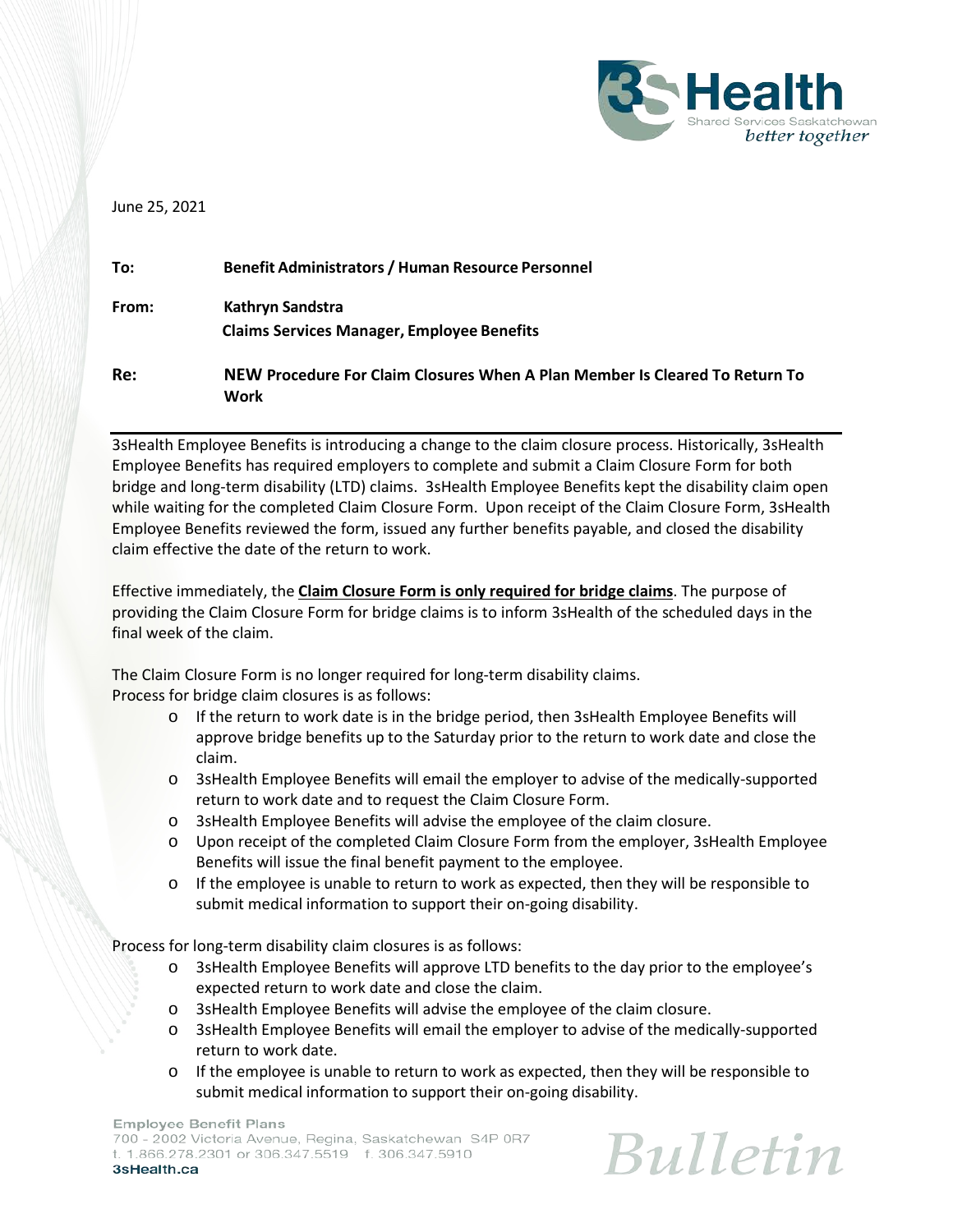June 25, 2021

**To:** **Benefit Administrators / Human Resource Personnel**

**From:** **Kathryn Sandstra**
**Claims Services Manager, Employee Benefits**

**Re:** **NEW Procedure For Claim Closures When A Plan Member Is Cleared To Return To Work**

---

3sHealth Employee Benefits is introducing a change to the claim closure process. Historically, 3sHealth Employee Benefits has required employers to complete and submit a Claim Closure Form for both bridge and long-term disability (LTD) claims. 3sHealth Employee Benefits kept the disability claim open while waiting for the completed Claim Closure Form. Upon receipt of the Claim Closure Form, 3sHealth Employee Benefits reviewed the form, issued any further benefits payable, and closed the disability claim effective the date of the return to work.

Effective immediately, the **Claim Closure Form is only required for bridge claims**. The purpose of providing the Claim Closure Form for bridge claims is to inform 3sHealth of the scheduled days in the final week of the claim.

The Claim Closure Form is no longer required for long-term disability claims.
Process for bridge claim closures is as follows:

- If the return to work date is in the bridge period, then 3sHealth Employee Benefits will approve bridge benefits up to the Saturday prior to the return to work date and close the claim.
- 3sHealth Employee Benefits will email the employer to advise of the medically-supported return to work date and to request the Claim Closure Form.
- 3sHealth Employee Benefits will advise the employee of the claim closure.
- Upon receipt of the completed Claim Closure Form from the employer, 3sHealth Employee Benefits will issue the final benefit payment to the employee.
- If the employee is unable to return to work as expected, then they will be responsible to submit medical information to support their on-going disability.

Process for long-term disability claim closures is as follows:

- 3sHealth Employee Benefits will approve LTD benefits to the day prior to the employee's expected return to work date and close the claim.
- 3sHealth Employee Benefits will advise the employee of the claim closure.
- 3sHealth Employee Benefits will email the employer to advise of the medically-supported return to work date.
- If the employee is unable to return to work as expected, then they will be responsible to submit medical information to support their on-going disability.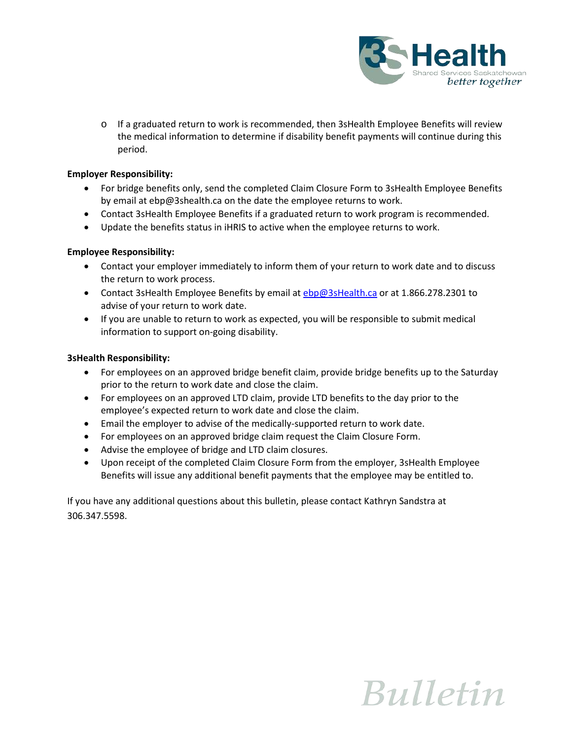- If a graduated return to work is recommended, then 3sHealth Employee Benefits will review the medical information to determine if disability benefit payments will continue during this period.

**Employer Responsibility:**

- For bridge benefits only, send the completed Claim Closure Form to 3sHealth Employee Benefits by email at ebp@3shealth.ca on the date the employee returns to work.
- Contact 3sHealth Employee Benefits if a graduated return to work program is recommended.
- Update the benefits status in iHRIS to active when the employee returns to work.

**Employee Responsibility:**

- Contact your employer immediately to inform them of your return to work date and to discuss the return to work process.
- Contact 3sHealth Employee Benefits by email at ebp@3sHealth.ca or at 1.866.278.2301 to advise of your return to work date.
- If you are unable to return to work as expected, you will be responsible to submit medical information to support on-going disability.

**3sHealth Responsibility:**

- For employees on an approved bridge benefit claim, provide bridge benefits up to the Saturday prior to the return to work date and close the claim.
- For employees on an approved LTD claim, provide LTD benefits to the day prior to the employee's expected return to work date and close the claim.
- Email the employer to advise of the medically-supported return to work date.
- For employees on an approved bridge claim request the Claim Closure Form.
- Advise the employee of bridge and LTD claim closures.
- Upon receipt of the completed Claim Closure Form from the employer, 3sHealth Employee Benefits will issue any additional benefit payments that the employee may be entitled to.

If you have any additional questions about this bulletin, please contact Kathryn Sandstra at 306.347.5598.